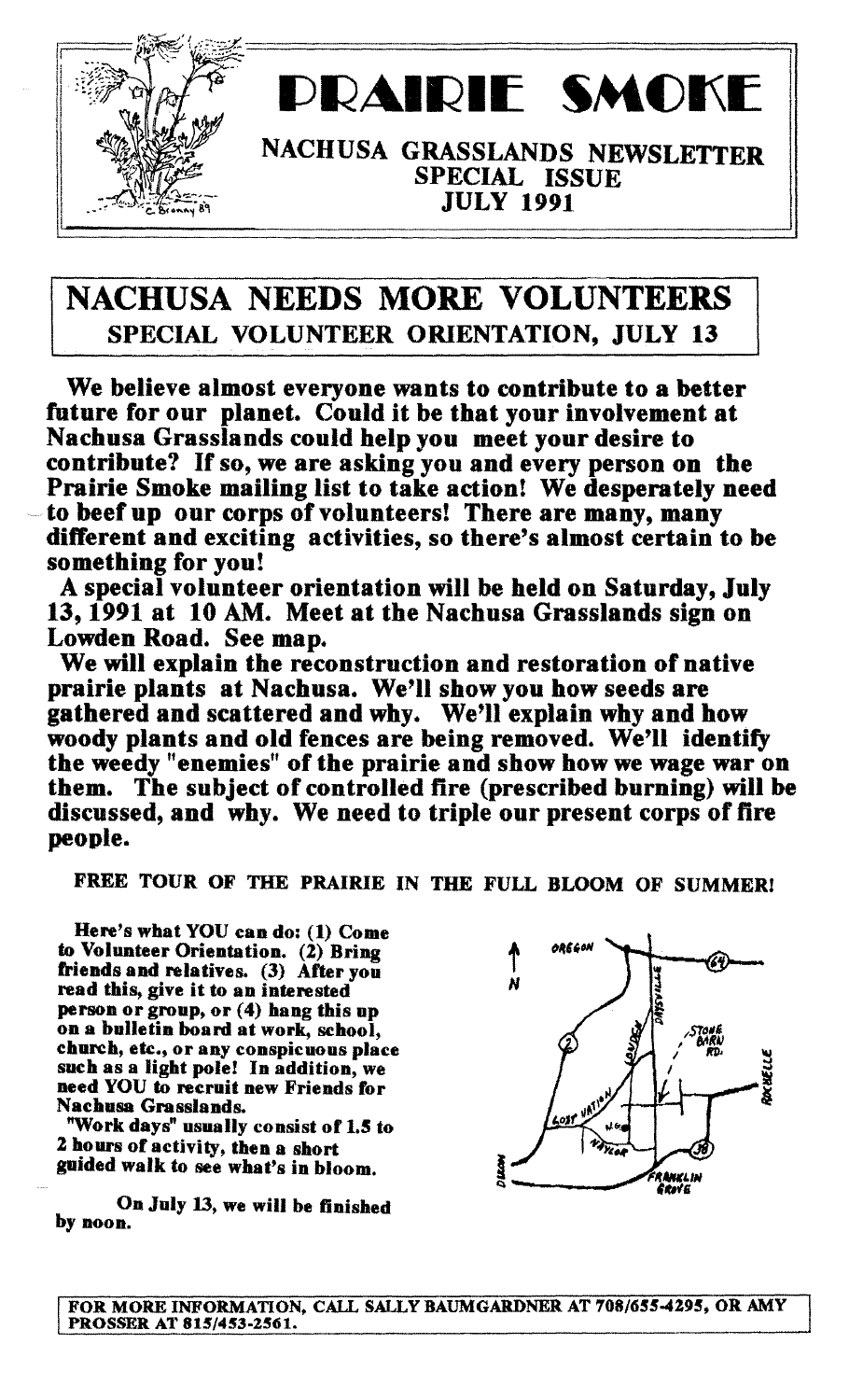# PRAIRIE SMOKE

NACHUSA GRASSLANDS NEWSLETTER
SPECIAL ISSUE
JULY 1991

## NACHUSA NEEDS MORE VOLUNTEERS

### SPECIAL VOLUNTEER ORIENTATION, JULY 13

**We believe almost everyone wants to contribute to a better future for our planet. Could it be that your involvement at Nachusa Grasslands could help you meet your desire to contribute? If so, we are asking you and every person on the Prairie Smoke mailing list to take action! We desperately need to beef up our corps of volunteers! There are many, many different and exciting activities, so there's almost certain to be something for you!**

**A special volunteer orientation will be held on Saturday, July 13, 1991 at 10 AM. Meet at the Nachusa Grasslands sign on Lowden Road. See map.**

**We will explain the reconstruction and restoration of native prairie plants at Nachusa. We'll show you how seeds are gathered and scattered and why. We'll explain why and how woody plants and old fences are being removed. We'll identify the weedy "enemies" of the prairie and show how we wage war on them. The subject of controlled fire (prescribed burning) will be discussed, and why. We need to triple our present corps of fire people.**

**FREE TOUR OF THE PRAIRIE IN THE FULL BLOOM OF SUMMER!**

**Here's what YOU can do: (1) Come to Volunteer Orientation. (2) Bring friends and relatives. (3) After you read this, give it to an interested person or group, or (4) hang this up on a bulletin board at work, school, church, etc., or any conspicuous place such as a light pole! In addition, we need YOU to recruit new Friends for Nachusa Grasslands.**

**"Work days" usually consist of 1.5 to 2 hours of activity, then a short guided walk to see what's in bloom.**

**On July 13, we will be finished by noon.**

FOR MORE INFORMATION, CALL SALLY BAUMGARDNER AT 708/655-4295, OR AMY PROSSER AT 815/453-2561.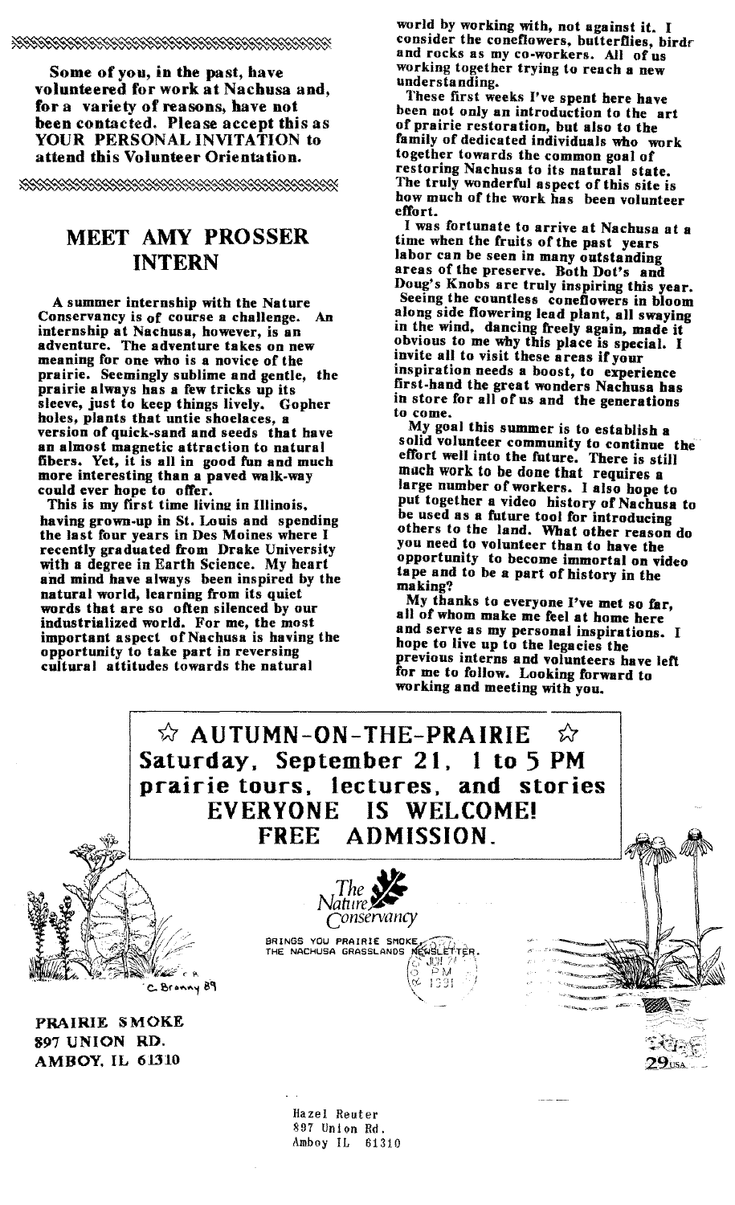**Some of you, in the past, have volunteered for work at Nachusa and, for a variety of reasons, have not been contacted. Please accept this as YOUR PERSONAL INVITATION to attend this Volunteer Orientation.**

## MEET AMY PROSSER INTERN

A summer internship with the Nature Conservancy is of course a challenge. An internship at Nachusa, however, is an adventure. The adventure takes on new meaning for one who is a novice of the prairie. Seemingly sublime and gentle, the prairie always has a few tricks up its sleeve, just to keep things lively. Gopher holes, plants that untie shoelaces, a version of quick-sand and seeds that have an almost magnetic attraction to natural fibers. Yet, it is all in good fun and much more interesting than a paved walk-way could ever hope to offer.

This is my first time living in Illinois, having grown-up in St. Louis and spending the last four years in Des Moines where I recently graduated from Drake University with a degree in Earth Science. My heart and mind have always been inspired by the natural world, learning from its quiet words that are so often silenced by our industrialized world. For me, the most important aspect of Nachusa is having the opportunity to take part in reversing cultural attitudes towards the natural world by working with, not against it. I consider the coneflowers, butterflies, birds and rocks as my co-workers. All of us working together trying to reach a new understanding.

These first weeks I've spent here have been not only an introduction to the art of prairie restoration, but also to the family of dedicated individuals who work together towards the common goal of restoring Nachusa to its natural state. The truly wonderful aspect of this site is how much of the work has been volunteer effort.

I was fortunate to arrive at Nachusa at a time when the fruits of the past years labor can be seen in many outstanding areas of the preserve. Both Dot's and Doug's Knobs are truly inspiring this year. Seeing the countless coneflowers in bloom along side flowering lead plant, all swaying in the wind, dancing freely again, made it obvious to me why this place is special. I invite all to visit these areas if your inspiration needs a boost, to experience first-hand the great wonders Nachusa has in store for all of us and the generations to come.

My goal this summer is to establish a solid volunteer community to continue the effort well into the future. There is still much work to be done that requires a large number of workers. I also hope to put together a video history of Nachusa to be used as a future tool for introducing others to the land. What other reason do you need to volunteer than to have the opportunity to become immortal on video tape and to be a part of history in the making?

My thanks to everyone I've met so far, all of whom make me feel at home here and serve as my personal inspirations. I hope to live up to the legacies the previous interns and volunteers have left for me to follow. Looking forward to working and meeting with you.

**☆ AUTUMN-ON-THE-PRAIRIE ☆**
**Saturday, September 21, 1 to 5 PM**
**prairie tours, lectures, and stories**
**EVERYONE IS WELCOME!**
**FREE ADMISSION.**

C. Bronny 89

The Nature Conservancy

BRINGS YOU PRAIRIE SMOKE, THE NACHUSA GRASSLANDS NEWSLETTER.

**PRAIRIE SMOKE**
**897 UNION RD.**
**AMBOY, IL 61310**

Hazel Reuter
897 Union Rd.
Amboy IL 61310